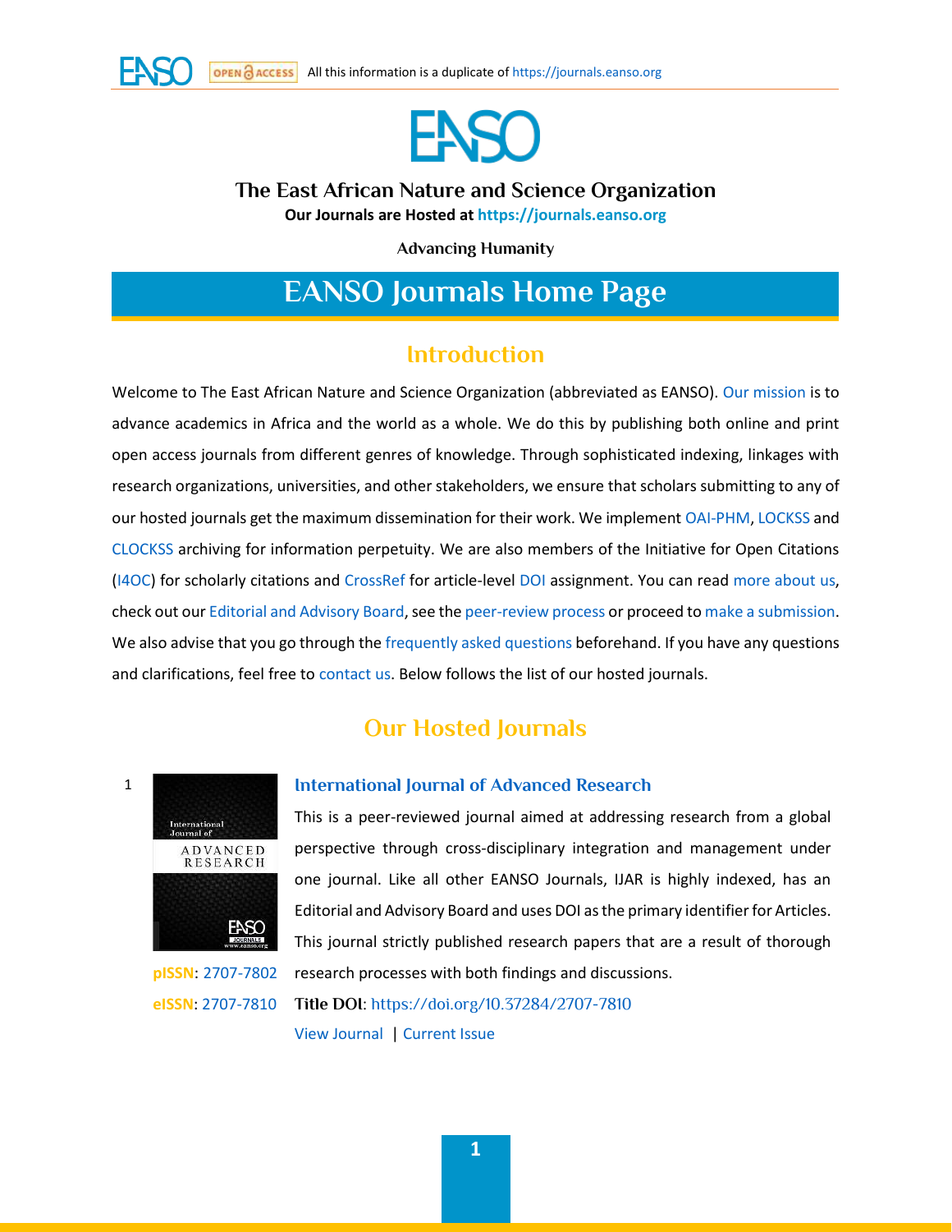All this information is a duplicate of https://journals.eanso.org

# The East African Nature and Science Organization

**Our Journals are Hosted at https://journals.eanso.org**

**Advancing Humanity**

# EANSO Journals Home Page

## Introduction

Welcome to The East African Nature and Science Organization (abbreviated as EANSO). Our mission is to advance academics in Africa and the world as a whole. We do this by publishing both online and print open access journals from different genres of knowledge. Through sophisticated indexing, linkages with research organizations, universities, and other stakeholders, we ensure that scholars submitting to any of our hosted journals get the maximum dissemination for their work. We implement OAI-PHM, LOCKSS and CLOCKSS archiving for information perpetuity. We are also members of the Initiative for Open Citations (I4OC) for scholarly citations and CrossRef for article-level DOI assignment. You can read more about us, check out our Editorial and Advisory Board, see the peer-review process or proceed to make a submission. We also advise that you go through the frequently asked questions beforehand. If you have any questions and clarifications, feel free to contact us. Below follows the list of our hosted journals.

## Our Hosted Journals

1

### International Journal of Advanced Research

This is a peer-reviewed journal aimed at addressing research from a global perspective through cross-disciplinary integration and management under one journal. Like all other EANSO Journals, IJAR is highly indexed, has an Editorial and Advisory Board and uses DOI as the primary identifier for Articles. This journal strictly published research papers that are a result of thorough research processes with both findings and discussions.

**pISSN**: 2707-7802

**eISSN**: 2707-7810

**Title DOI**: https://doi.org/10.37284/2707-7810

View Journal | Current Issue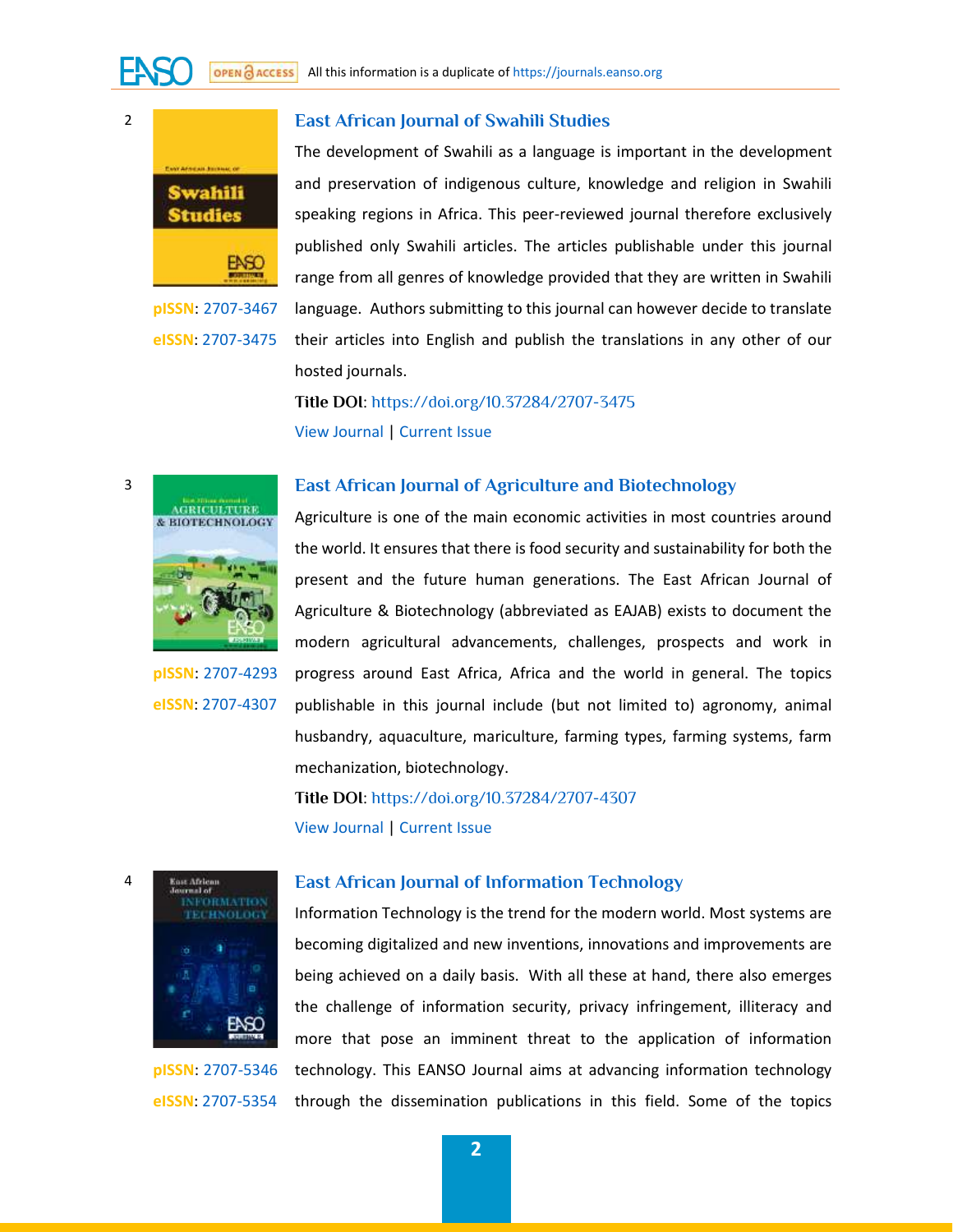2

## East African Journal of Swahili Studies

pISSN: 2707-3467

eISSN: 2707-3475

The development of Swahili as a language is important in the development and preservation of indigenous culture, knowledge and religion in Swahili speaking regions in Africa. This peer-reviewed journal therefore exclusively published only Swahili articles. The articles publishable under this journal range from all genres of knowledge provided that they are written in Swahili language. Authors submitting to this journal can however decide to translate their articles into English and publish the translations in any other of our hosted journals.

**Title DOI**: https://doi.org/10.37284/2707-3475

View Journal | Current Issue

3

## East African Journal of Agriculture and Biotechnology

pISSN: 2707-4293

eISSN: 2707-4307

Agriculture is one of the main economic activities in most countries around the world. It ensures that there is food security and sustainability for both the present and the future human generations. The East African Journal of Agriculture & Biotechnology (abbreviated as EAJAB) exists to document the modern agricultural advancements, challenges, prospects and work in progress around East Africa, Africa and the world in general. The topics publishable in this journal include (but not limited to) agronomy, animal husbandry, aquaculture, mariculture, farming types, farming systems, farm mechanization, biotechnology.

**Title DOI**: https://doi.org/10.37284/2707-4307

View Journal | Current Issue

4

## East African Journal of Information Technology

pISSN: 2707-5346

eISSN: 2707-5354

Information Technology is the trend for the modern world. Most systems are becoming digitalized and new inventions, innovations and improvements are being achieved on a daily basis. With all these at hand, there also emerges the challenge of information security, privacy infringement, illiteracy and more that pose an imminent threat to the application of information technology. This EANSO Journal aims at advancing information technology through the dissemination publications in this field. Some of the topics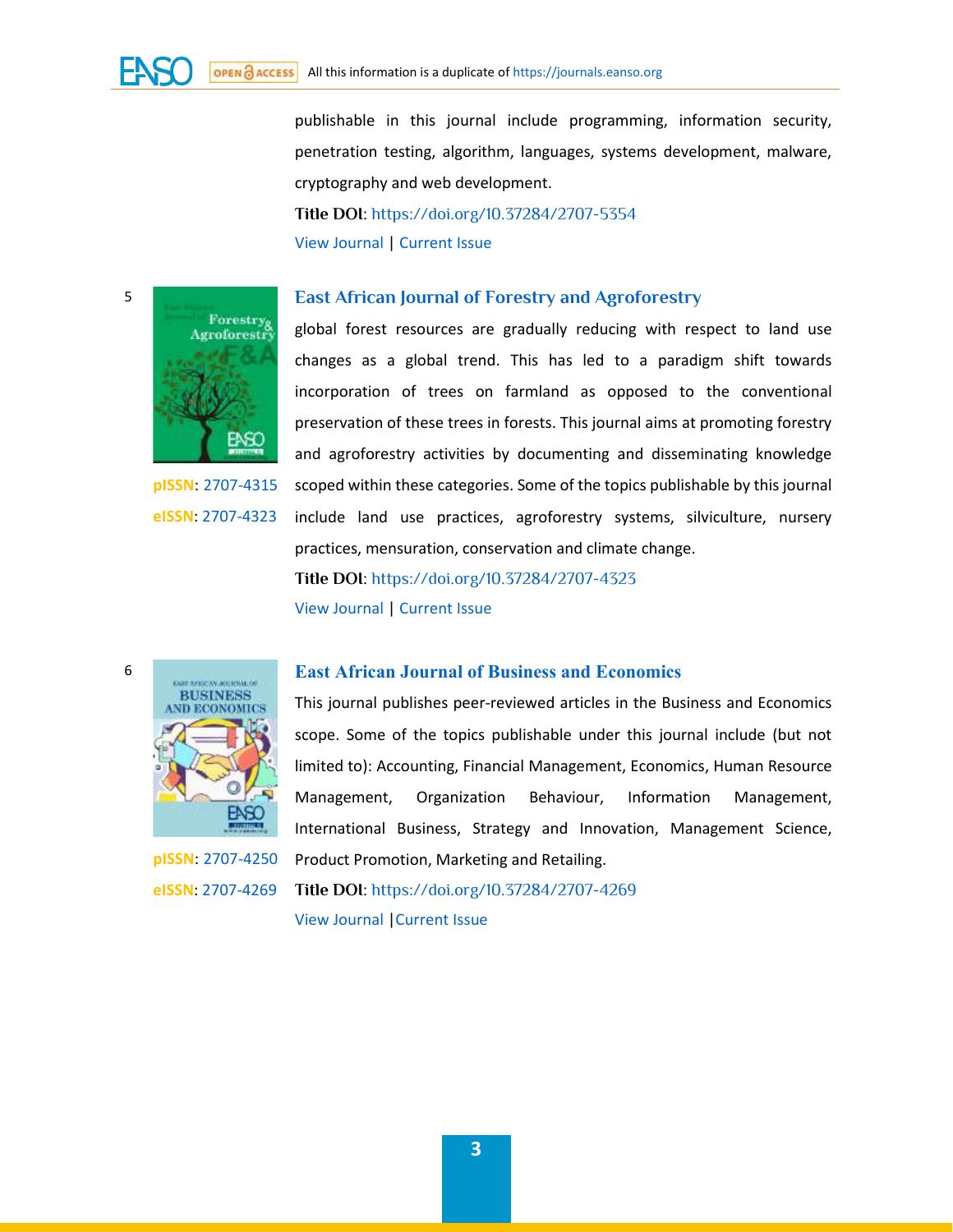publishable in this journal include programming, information security, penetration testing, algorithm, languages, systems development, malware, cryptography and web development.

**Title DOI**: https://doi.org/10.37284/2707-5354

View Journal | Current Issue

5

## East African Journal of Forestry and Agroforestry

**pISSN**: 2707-4315

**eISSN**: 2707-4323

global forest resources are gradually reducing with respect to land use changes as a global trend. This has led to a paradigm shift towards incorporation of trees on farmland as opposed to the conventional preservation of these trees in forests. This journal aims at promoting forestry and agroforestry activities by documenting and disseminating knowledge scoped within these categories. Some of the topics publishable by this journal include land use practices, agroforestry systems, silviculture, nursery practices, mensuration, conservation and climate change.

**Title DOI**: https://doi.org/10.37284/2707-4323

View Journal | Current Issue

6

## East African Journal of Business and Economics

**pISSN**: 2707-4250

**eISSN**: 2707-4269

This journal publishes peer-reviewed articles in the Business and Economics scope. Some of the topics publishable under this journal include (but not limited to): Accounting, Financial Management, Economics, Human Resource Management, Organization Behaviour, Information Management, International Business, Strategy and Innovation, Management Science, Product Promotion, Marketing and Retailing.

**Title DOI**: https://doi.org/10.37284/2707-4269

View Journal |Current Issue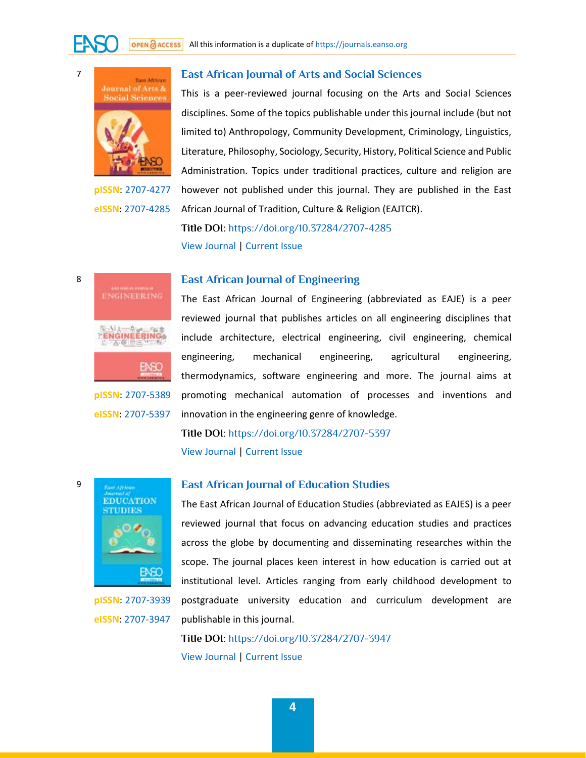7

## East African Journal of Arts and Social Sciences

**pISSN**: 2707-4277

**eISSN**: 2707-4285

This is a peer-reviewed journal focusing on the Arts and Social Sciences disciplines. Some of the topics publishable under this journal include (but not limited to) Anthropology, Community Development, Criminology, Linguistics, Literature, Philosophy, Sociology, Security, History, Political Science and Public Administration. Topics under traditional practices, culture and religion are however not published under this journal. They are published in the East African Journal of Tradition, Culture & Religion (EAJTCR).

**Title DOI**: https://doi.org/10.37284/2707-4285

View Journal | Current Issue

8

## East African Journal of Engineering

**pISSN**: 2707-5389

**eISSN**: 2707-5397

The East African Journal of Engineering (abbreviated as EAJE) is a peer reviewed journal that publishes articles on all engineering disciplines that include architecture, electrical engineering, civil engineering, chemical engineering, mechanical engineering, agricultural engineering, thermodynamics, software engineering and more. The journal aims at promoting mechanical automation of processes and inventions and innovation in the engineering genre of knowledge.

**Title DOI**: https://doi.org/10.37284/2707-5397

View Journal | Current Issue

9

## East African Journal of Education Studies

**pISSN**: 2707-3939

**eISSN**: 2707-3947

The East African Journal of Education Studies (abbreviated as EAJES) is a peer reviewed journal that focus on advancing education studies and practices across the globe by documenting and disseminating researches within the scope. The journal places keen interest in how education is carried out at institutional level. Articles ranging from early childhood development to postgraduate university education and curriculum development are publishable in this journal.

**Title DOI**: https://doi.org/10.37284/2707-3947

View Journal | Current Issue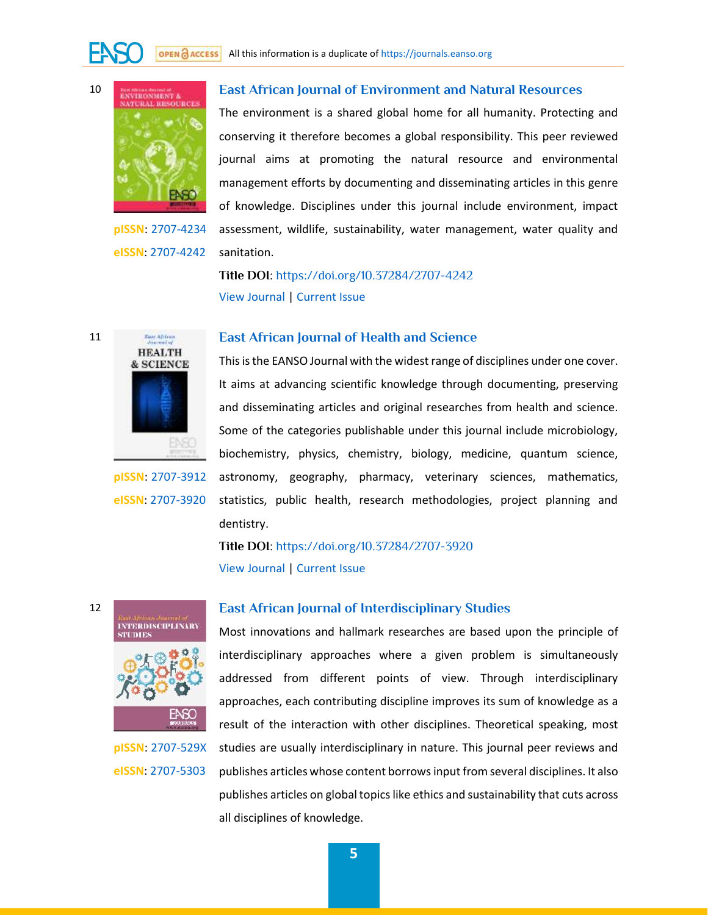10

## East African Journal of Environment and Natural Resources

**pISSN**: 2707-4234

**eISSN**: 2707-4242

The environment is a shared global home for all humanity. Protecting and conserving it therefore becomes a global responsibility. This peer reviewed journal aims at promoting the natural resource and environmental management efforts by documenting and disseminating articles in this genre of knowledge. Disciplines under this journal include environment, impact assessment, wildlife, sustainability, water management, water quality and sanitation.

**Title DOI**: https://doi.org/10.37284/2707-4242

View Journal | Current Issue

11

## East African Journal of Health and Science

**pISSN**: 2707-3912

**eISSN**: 2707-3920

This is the EANSO Journal with the widest range of disciplines under one cover. It aims at advancing scientific knowledge through documenting, preserving and disseminating articles and original researches from health and science. Some of the categories publishable under this journal include microbiology, biochemistry, physics, chemistry, biology, medicine, quantum science, astronomy, geography, pharmacy, veterinary sciences, mathematics, statistics, public health, research methodologies, project planning and dentistry.

**Title DOI**: https://doi.org/10.37284/2707-3920

View Journal | Current Issue

12

## East African Journal of Interdisciplinary Studies

**pISSN**: 2707-529X

**eISSN**: 2707-5303

Most innovations and hallmark researches are based upon the principle of interdisciplinary approaches where a given problem is simultaneously addressed from different points of view. Through interdisciplinary approaches, each contributing discipline improves its sum of knowledge as a result of the interaction with other disciplines. Theoretical speaking, most studies are usually interdisciplinary in nature. This journal peer reviews and publishes articles whose content borrows input from several disciplines. It also publishes articles on global topics like ethics and sustainability that cuts across all disciplines of knowledge.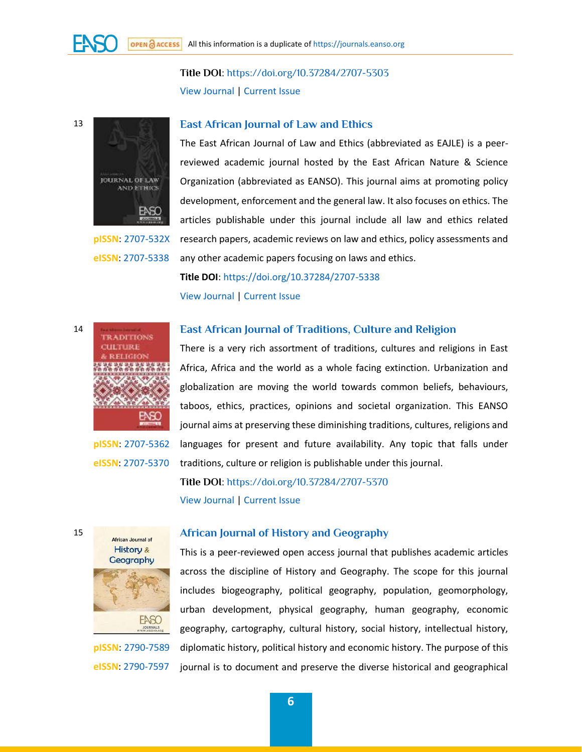Title DOI: https://doi.org/10.37284/2707-5303

View Journal | Current Issue

13

## East African Journal of Law and Ethics

pISSN: 2707-532X

eISSN: 2707-5338

The East African Journal of Law and Ethics (abbreviated as EAJLE) is a peer-reviewed academic journal hosted by the East African Nature & Science Organization (abbreviated as EANSO). This journal aims at promoting policy development, enforcement and the general law. It also focuses on ethics. The articles publishable under this journal include all law and ethics related research papers, academic reviews on law and ethics, policy assessments and any other academic papers focusing on laws and ethics.

**Title DOI**: https://doi.org/10.37284/2707-5338

View Journal | Current Issue

14

## East African Journal of Traditions, Culture and Religion

pISSN: 2707-5362

eISSN: 2707-5370

There is a very rich assortment of traditions, cultures and religions in East Africa, Africa and the world as a whole facing extinction. Urbanization and globalization are moving the world towards common beliefs, behaviours, taboos, ethics, practices, opinions and societal organization. This EANSO journal aims at preserving these diminishing traditions, cultures, religions and languages for present and future availability. Any topic that falls under traditions, culture or religion is publishable under this journal.

Title DOI: https://doi.org/10.37284/2707-5370

View Journal | Current Issue

15

## African Journal of History and Geography

pISSN: 2790-7589

eISSN: 2790-7597

This is a peer-reviewed open access journal that publishes academic articles across the discipline of History and Geography. The scope for this journal includes biogeography, political geography, population, geomorphology, urban development, physical geography, human geography, economic geography, cartography, cultural history, social history, intellectual history, diplomatic history, political history and economic history. The purpose of this journal is to document and preserve the diverse historical and geographical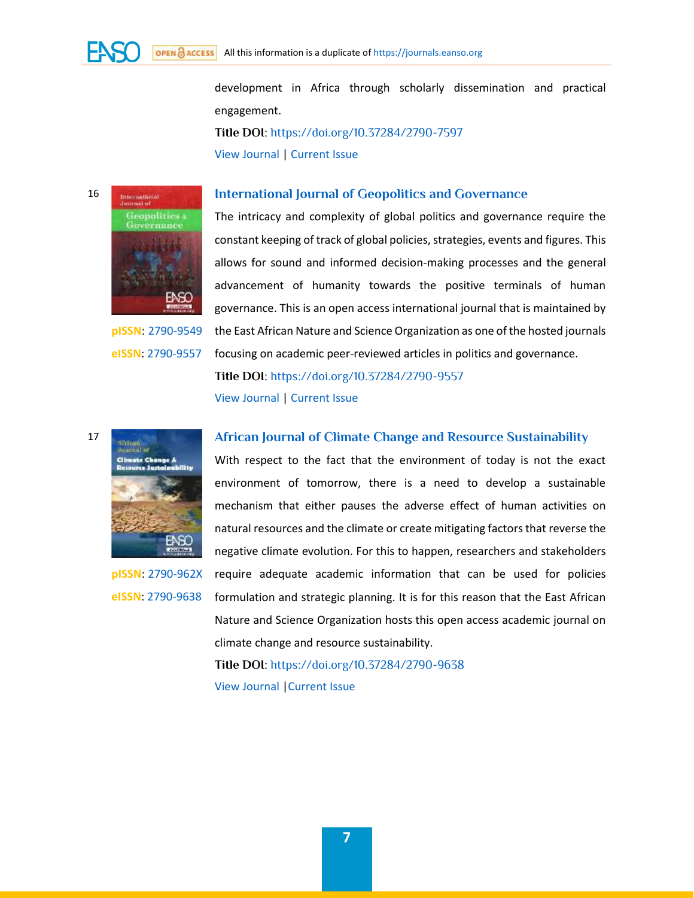development in Africa through scholarly dissemination and practical engagement.

**Title DOI**: https://doi.org/10.37284/2790-7597

View Journal | Current Issue

16

## International Journal of Geopolitics and Governance

**pISSN**: 2790-9549

**eISSN**: 2790-9557

The intricacy and complexity of global politics and governance require the constant keeping of track of global policies, strategies, events and figures. This allows for sound and informed decision-making processes and the general advancement of humanity towards the positive terminals of human governance. This is an open access international journal that is maintained by the East African Nature and Science Organization as one of the hosted journals focusing on academic peer-reviewed articles in politics and governance.

**Title DOI**: https://doi.org/10.37284/2790-9557

View Journal | Current Issue

17

## African Journal of Climate Change and Resource Sustainability

**pISSN**: 2790-962X

**eISSN**: 2790-9638

With respect to the fact that the environment of today is not the exact environment of tomorrow, there is a need to develop a sustainable mechanism that either pauses the adverse effect of human activities on natural resources and the climate or create mitigating factors that reverse the negative climate evolution. For this to happen, researchers and stakeholders require adequate academic information that can be used for policies formulation and strategic planning. It is for this reason that the East African Nature and Science Organization hosts this open access academic journal on climate change and resource sustainability.

**Title DOI**: https://doi.org/10.37284/2790-9638

View Journal |Current Issue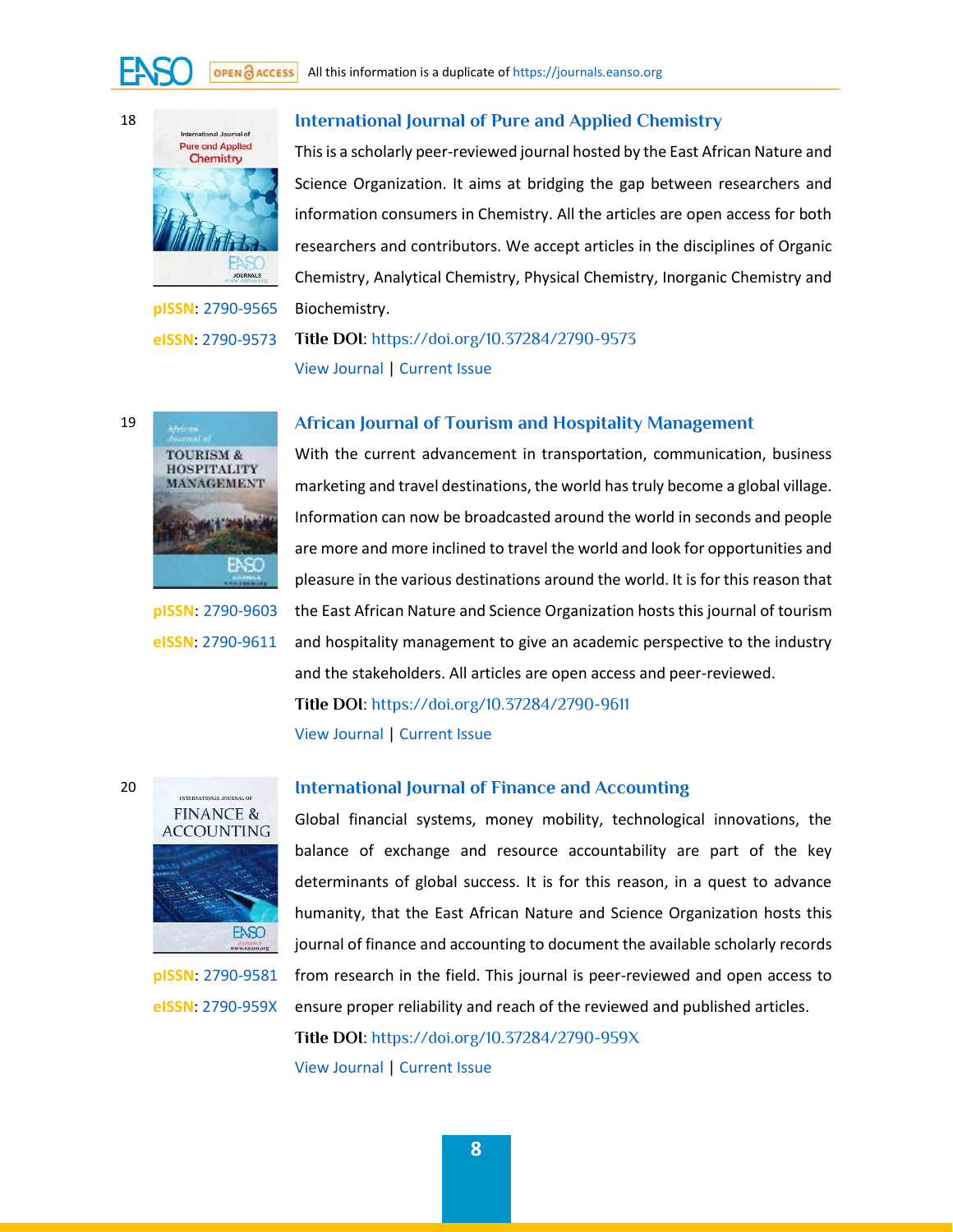18

## International Journal of Pure and Applied Chemistry

This is a scholarly peer-reviewed journal hosted by the East African Nature and Science Organization. It aims at bridging the gap between researchers and information consumers in Chemistry. All the articles are open access for both researchers and contributors. We accept articles in the disciplines of Organic Chemistry, Analytical Chemistry, Physical Chemistry, Inorganic Chemistry and Biochemistry.

**pISSN**: 2790-9565

**eISSN**: 2790-9573

**Title DOI**: https://doi.org/10.37284/2790-9573

View Journal | Current Issue

19

## African Journal of Tourism and Hospitality Management

With the current advancement in transportation, communication, business marketing and travel destinations, the world has truly become a global village. Information can now be broadcasted around the world in seconds and people are more and more inclined to travel the world and look for opportunities and pleasure in the various destinations around the world. It is for this reason that the East African Nature and Science Organization hosts this journal of tourism and hospitality management to give an academic perspective to the industry and the stakeholders. All articles are open access and peer-reviewed.

**pISSN**: 2790-9603

**eISSN**: 2790-9611

**Title DOI**: https://doi.org/10.37284/2790-9611

View Journal | Current Issue

20

## International Journal of Finance and Accounting

Global financial systems, money mobility, technological innovations, the balance of exchange and resource accountability are part of the key determinants of global success. It is for this reason, in a quest to advance humanity, that the East African Nature and Science Organization hosts this journal of finance and accounting to document the available scholarly records from research in the field. This journal is peer-reviewed and open access to ensure proper reliability and reach of the reviewed and published articles.

**pISSN**: 2790-9581

**eISSN**: 2790-959X

**Title DOI**: https://doi.org/10.37284/2790-959X

View Journal | Current Issue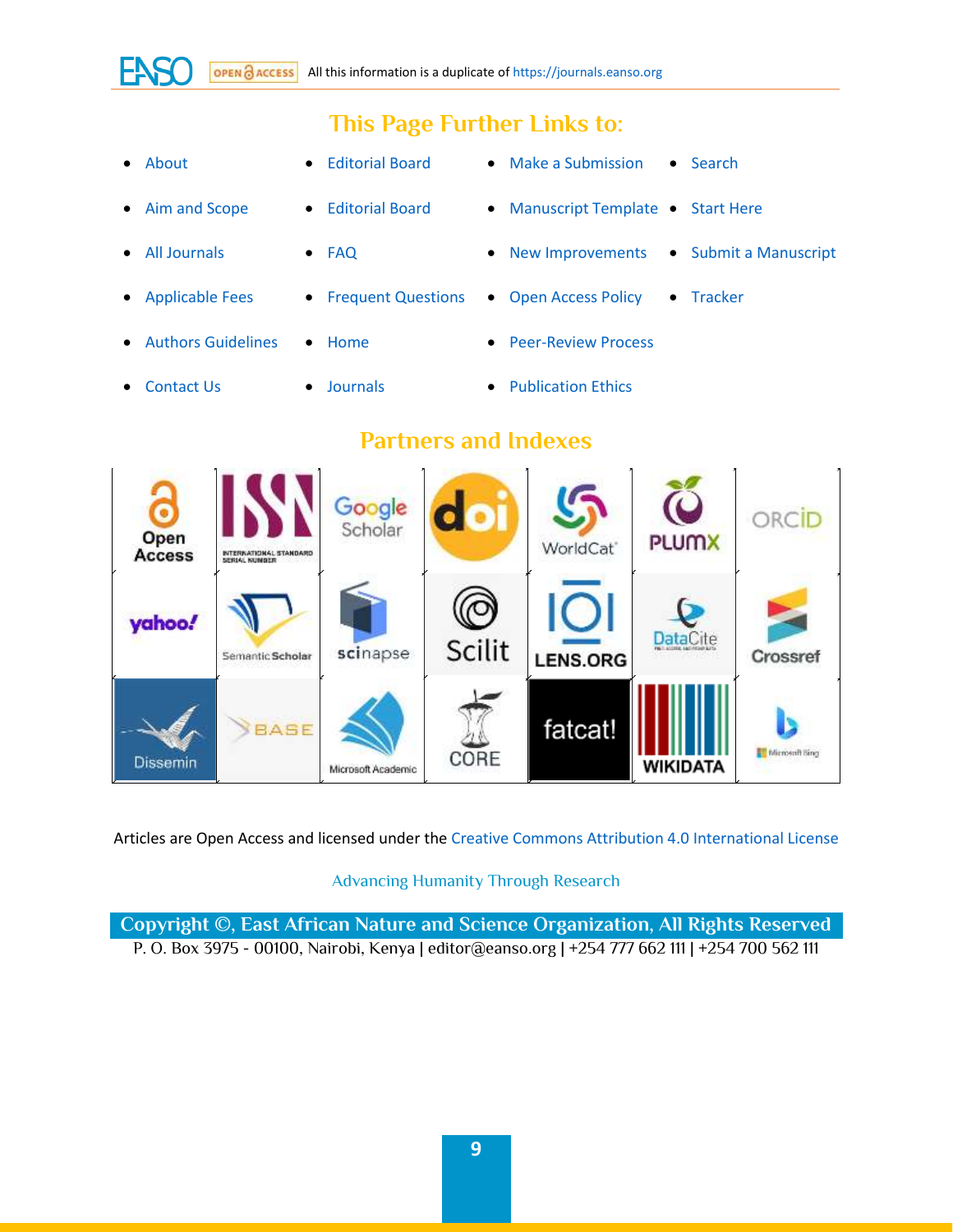## This Page Further Links to:

- About
- Aim and Scope
- All Journals
- Applicable Fees
- Authors Guidelines
- Contact Us
- Editorial Board
- Editorial Board
- FAQ
- Frequent Questions
- Home
- Journals
- Make a Submission
- Manuscript Template
- New Improvements
- Open Access Policy
- Peer-Review Process
- Publication Ethics
- Search
- Start Here
- Submit a Manuscript
- Tracker

## Partners and Indexes

Open Access, ISSN, Google Scholar, doi, WorldCat, PlumX, ORCID, yahoo!, Semantic Scholar, scinapse, Scilit, LENS.ORG, DataCite, Crossref, Dissemin, BASE, Microsoft Academic, CORE, fatcat!, WIKIDATA, Microsoft Bing

Articles are Open Access and licensed under the Creative Commons Attribution 4.0 International License

Advancing Humanity Through Research

**Copyright ©, East African Nature and Science Organization, All Rights Reserved**

P. O. Box 3975 - 00100, Nairobi, Kenya | editor@eanso.org | +254 777 662 111 | +254 700 562 111